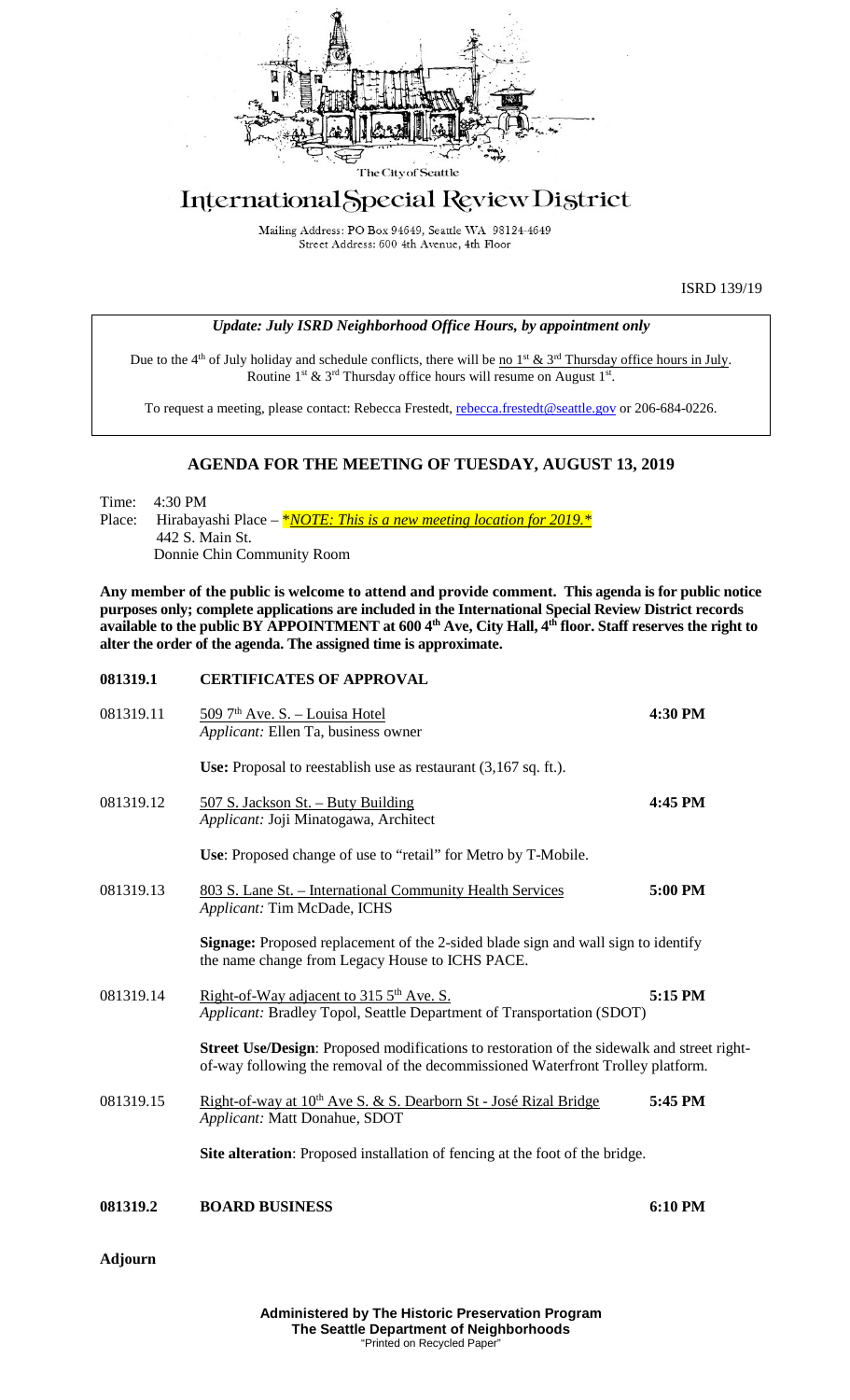The City of Seattle

# International Special Review District

Mailing Address: PO Box 94649, Seattle WA 98124-4649
Street Address: 600 4th Avenue, 4th Floor

ISRD 139/19

*Update: July ISRD Neighborhood Office Hours, by appointment only*

Due to the 4th of July holiday and schedule conflicts, there will be no 1st & 3rd Thursday office hours in July. Routine 1st & 3rd Thursday office hours will resume on August 1st.

To request a meeting, please contact: Rebecca Frestedt, rebecca.frestedt@seattle.gov or 206-684-0226.

## AGENDA FOR THE MEETING OF TUESDAY, AUGUST 13, 2019

Time: 4:30 PM
Place: Hirabayashi Place – *\*NOTE: This is a new meeting location for 2019.\**
442 S. Main St.
Donnie Chin Community Room

**Any member of the public is welcome to attend and provide comment. This agenda is for public notice purposes only; complete applications are included in the International Special Review District records available to the public BY APPOINTMENT at 600 4th Ave, City Hall, 4th floor. Staff reserves the right to alter the order of the agenda. The assigned time is approximate.**

**081319.1 CERTIFICATES OF APPROVAL**

081319.11 509 7th Ave. S. – Louisa Hotel **4:30 PM**
*Applicant:* Ellen Ta, business owner

**Use:** Proposal to reestablish use as restaurant (3,167 sq. ft.).

081319.12 507 S. Jackson St. – Buty Building **4:45 PM**
*Applicant:* Joji Minatogawa, Architect

**Use**: Proposed change of use to "retail" for Metro by T-Mobile.

081319.13 803 S. Lane St. – International Community Health Services **5:00 PM**
*Applicant:* Tim McDade, ICHS

**Signage:** Proposed replacement of the 2-sided blade sign and wall sign to identify the name change from Legacy House to ICHS PACE.

081319.14 Right-of-Way adjacent to 315 5th Ave. S. **5:15 PM**
*Applicant:* Bradley Topol, Seattle Department of Transportation (SDOT)

**Street Use/Design**: Proposed modifications to restoration of the sidewalk and street right-of-way following the removal of the decommissioned Waterfront Trolley platform.

081319.15 Right-of-way at 10th Ave S. & S. Dearborn St - José Rizal Bridge **5:45 PM**
*Applicant:* Matt Donahue, SDOT

**Site alteration**: Proposed installation of fencing at the foot of the bridge.

**081319.2 BOARD BUSINESS 6:10 PM**

**Adjourn**

**Administered by The Historic Preservation Program**
**The Seattle Department of Neighborhoods**
"Printed on Recycled Paper"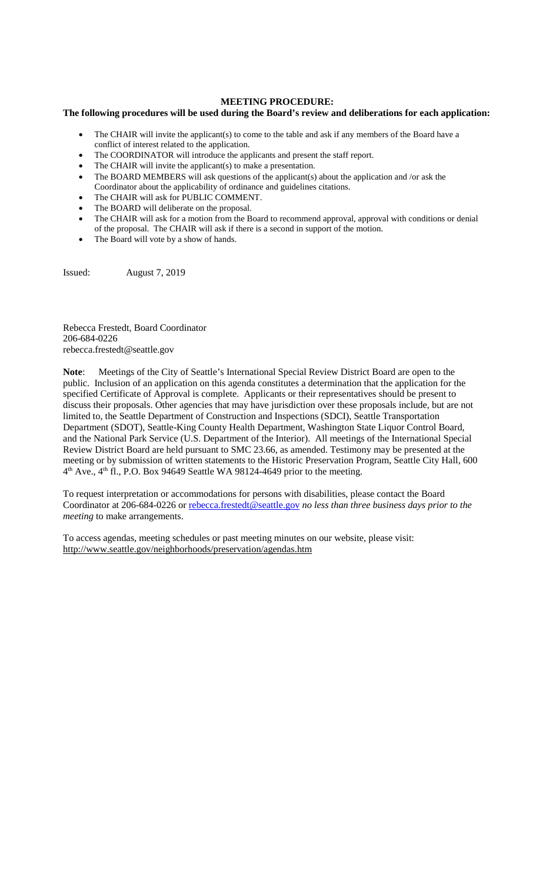**MEETING PROCEDURE:**

**The following procedures will be used during the Board's review and deliberations for each application:**

- The CHAIR will invite the applicant(s) to come to the table and ask if any members of the Board have a conflict of interest related to the application.
- The COORDINATOR will introduce the applicants and present the staff report.
- The CHAIR will invite the applicant(s) to make a presentation.
- The BOARD MEMBERS will ask questions of the applicant(s) about the application and /or ask the Coordinator about the applicability of ordinance and guidelines citations.
- The CHAIR will ask for PUBLIC COMMENT.
- The BOARD will deliberate on the proposal.
- The CHAIR will ask for a motion from the Board to recommend approval, approval with conditions or denial of the proposal. The CHAIR will ask if there is a second in support of the motion.
- The Board will vote by a show of hands.

Issued: August 7, 2019

Rebecca Frestedt, Board Coordinator
206-684-0226
rebecca.frestedt@seattle.gov

**Note**: Meetings of the City of Seattle's International Special Review District Board are open to the public. Inclusion of an application on this agenda constitutes a determination that the application for the specified Certificate of Approval is complete. Applicants or their representatives should be present to discuss their proposals. Other agencies that may have jurisdiction over these proposals include, but are not limited to, the Seattle Department of Construction and Inspections (SDCI), Seattle Transportation Department (SDOT), Seattle-King County Health Department, Washington State Liquor Control Board, and the National Park Service (U.S. Department of the Interior). All meetings of the International Special Review District Board are held pursuant to SMC 23.66, as amended. Testimony may be presented at the meeting or by submission of written statements to the Historic Preservation Program, Seattle City Hall, 600 4th Ave., 4th fl., P.O. Box 94649 Seattle WA 98124-4649 prior to the meeting.

To request interpretation or accommodations for persons with disabilities, please contact the Board Coordinator at 206-684-0226 or rebecca.frestedt@seattle.gov *no less than three business days prior to the meeting* to make arrangements.

To access agendas, meeting schedules or past meeting minutes on our website, please visit: http://www.seattle.gov/neighborhoods/preservation/agendas.htm